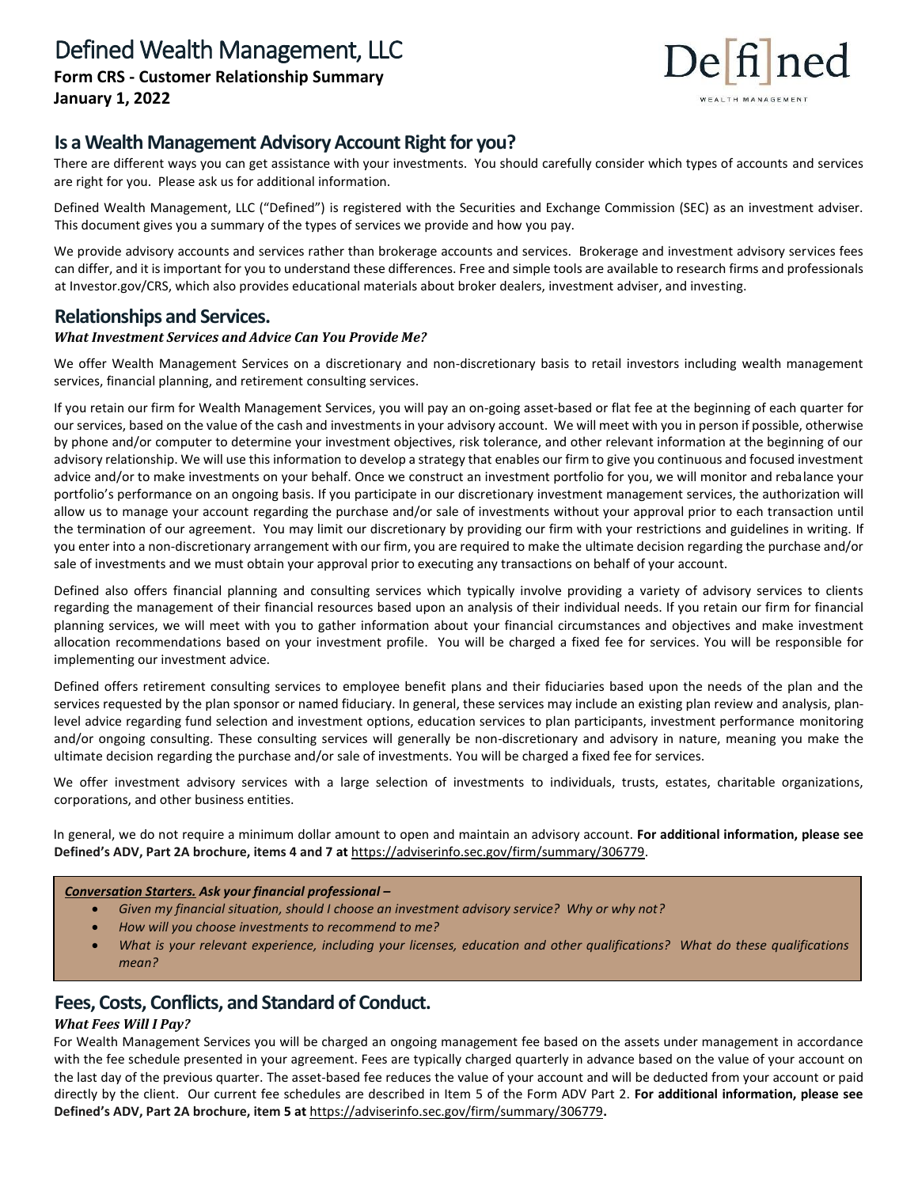# Defined Wealth Management, LLC

**Form CRS - Customer Relationship Summary**
**January 1, 2022**

De[fi]ned WEALTH MANAGEMENT

## Is a Wealth Management Advisory Account Right for you?

There are different ways you can get assistance with your investments. You should carefully consider which types of accounts and services are right for you. Please ask us for additional information.

Defined Wealth Management, LLC ("Defined") is registered with the Securities and Exchange Commission (SEC) as an investment adviser. This document gives you a summary of the types of services we provide and how you pay.

We provide advisory accounts and services rather than brokerage accounts and services. Brokerage and investment advisory services fees can differ, and it is important for you to understand these differences. Free and simple tools are available to research firms and professionals at Investor.gov/CRS, which also provides educational materials about broker dealers, investment adviser, and investing.

## Relationships and Services.

***What Investment Services and Advice Can You Provide Me?***

We offer Wealth Management Services on a discretionary and non-discretionary basis to retail investors including wealth management services, financial planning, and retirement consulting services.

If you retain our firm for Wealth Management Services, you will pay an on-going asset-based or flat fee at the beginning of each quarter for our services, based on the value of the cash and investments in your advisory account. We will meet with you in person if possible, otherwise by phone and/or computer to determine your investment objectives, risk tolerance, and other relevant information at the beginning of our advisory relationship. We will use this information to develop a strategy that enables our firm to give you continuous and focused investment advice and/or to make investments on your behalf. Once we construct an investment portfolio for you, we will monitor and rebalance your portfolio's performance on an ongoing basis. If you participate in our discretionary investment management services, the authorization will allow us to manage your account regarding the purchase and/or sale of investments without your approval prior to each transaction until the termination of our agreement. You may limit our discretionary by providing our firm with your restrictions and guidelines in writing. If you enter into a non-discretionary arrangement with our firm, you are required to make the ultimate decision regarding the purchase and/or sale of investments and we must obtain your approval prior to executing any transactions on behalf of your account.

Defined also offers financial planning and consulting services which typically involve providing a variety of advisory services to clients regarding the management of their financial resources based upon an analysis of their individual needs. If you retain our firm for financial planning services, we will meet with you to gather information about your financial circumstances and objectives and make investment allocation recommendations based on your investment profile. You will be charged a fixed fee for services. You will be responsible for implementing our investment advice.

Defined offers retirement consulting services to employee benefit plans and their fiduciaries based upon the needs of the plan and the services requested by the plan sponsor or named fiduciary. In general, these services may include an existing plan review and analysis, plan-level advice regarding fund selection and investment options, education services to plan participants, investment performance monitoring and/or ongoing consulting. These consulting services will generally be non-discretionary and advisory in nature, meaning you make the ultimate decision regarding the purchase and/or sale of investments. You will be charged a fixed fee for services.

We offer investment advisory services with a large selection of investments to individuals, trusts, estates, charitable organizations, corporations, and other business entities.

In general, we do not require a minimum dollar amount to open and maintain an advisory account. **For additional information, please see Defined's ADV, Part 2A brochure, items 4 and 7 at** https://adviserinfo.sec.gov/firm/summary/306779.

***Conversation Starters. Ask your financial professional –***

- *Given my financial situation, should I choose an investment advisory service? Why or why not?*
- *How will you choose investments to recommend to me?*
- *What is your relevant experience, including your licenses, education and other qualifications? What do these qualifications mean?*

## Fees, Costs, Conflicts, and Standard of Conduct.

***What Fees Will I Pay?***

For Wealth Management Services you will be charged an ongoing management fee based on the assets under management in accordance with the fee schedule presented in your agreement. Fees are typically charged quarterly in advance based on the value of your account on the last day of the previous quarter. The asset-based fee reduces the value of your account and will be deducted from your account or paid directly by the client. Our current fee schedules are described in Item 5 of the Form ADV Part 2. **For additional information, please see Defined's ADV, Part 2A brochure, item 5 at** https://adviserinfo.sec.gov/firm/summary/306779**.**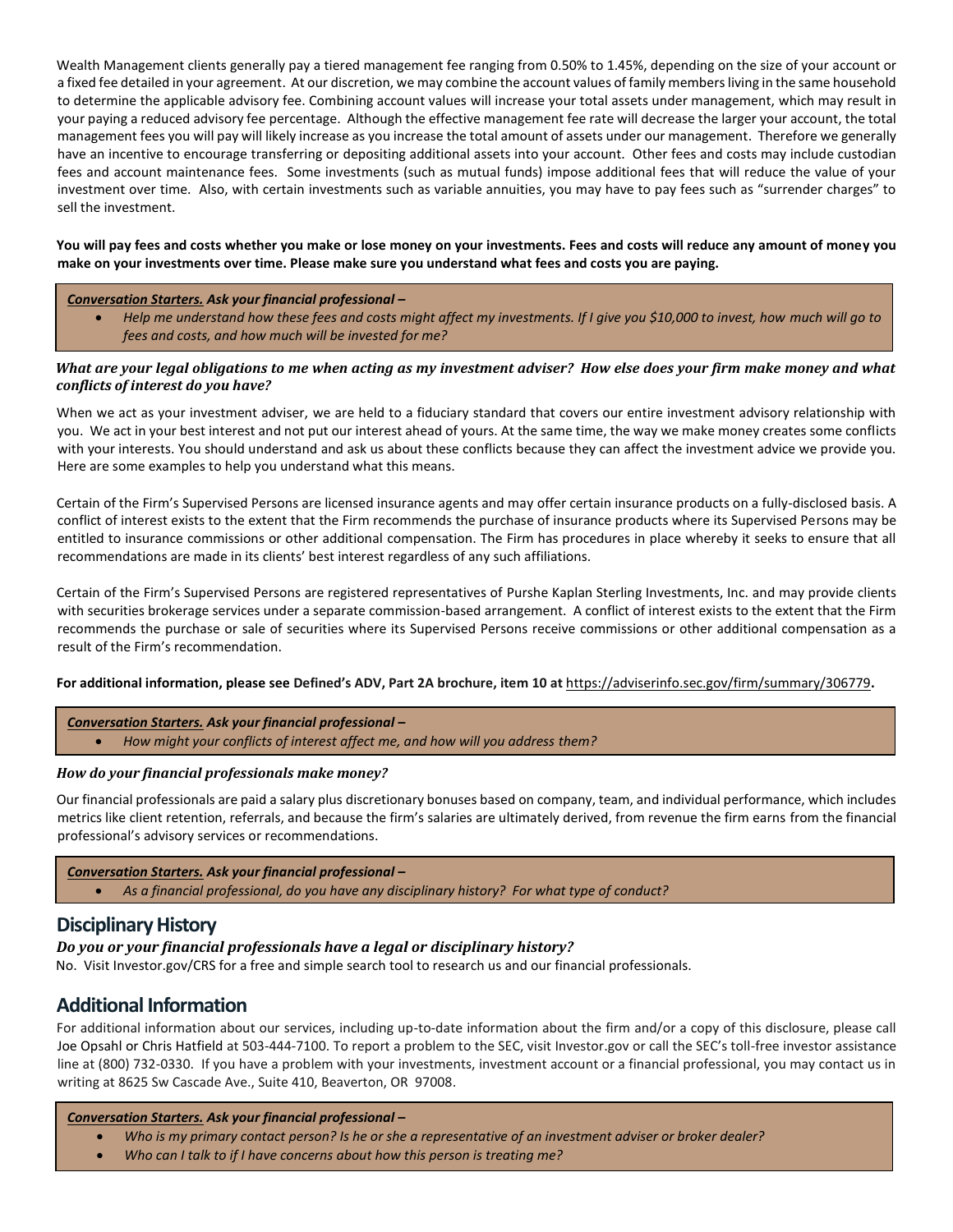Wealth Management clients generally pay a tiered management fee ranging from 0.50% to 1.45%, depending on the size of your account or a fixed fee detailed in your agreement. At our discretion, we may combine the account values of family members living in the same household to determine the applicable advisory fee. Combining account values will increase your total assets under management, which may result in your paying a reduced advisory fee percentage. Although the effective management fee rate will decrease the larger your account, the total management fees you will pay will likely increase as you increase the total amount of assets under our management. Therefore we generally have an incentive to encourage transferring or depositing additional assets into your account. Other fees and costs may include custodian fees and account maintenance fees. Some investments (such as mutual funds) impose additional fees that will reduce the value of your investment over time. Also, with certain investments such as variable annuities, you may have to pay fees such as "surrender charges" to sell the investment.

**You will pay fees and costs whether you make or lose money on your investments. Fees and costs will reduce any amount of money you make on your investments over time. Please make sure you understand what fees and costs you are paying.**

***Conversation Starters.* *Ask your financial professional –***

- *Help me understand how these fees and costs might affect my investments. If I give you $10,000 to invest, how much will go to fees and costs, and how much will be invested for me?*

***What are your legal obligations to me when acting as my investment adviser? How else does your firm make money and what conflicts of interest do you have?***

When we act as your investment adviser, we are held to a fiduciary standard that covers our entire investment advisory relationship with you. We act in your best interest and not put our interest ahead of yours. At the same time, the way we make money creates some conflicts with your interests. You should understand and ask us about these conflicts because they can affect the investment advice we provide you. Here are some examples to help you understand what this means.

Certain of the Firm's Supervised Persons are licensed insurance agents and may offer certain insurance products on a fully-disclosed basis. A conflict of interest exists to the extent that the Firm recommends the purchase of insurance products where its Supervised Persons may be entitled to insurance commissions or other additional compensation. The Firm has procedures in place whereby it seeks to ensure that all recommendations are made in its clients' best interest regardless of any such affiliations.

Certain of the Firm's Supervised Persons are registered representatives of Purshe Kaplan Sterling Investments, Inc. and may provide clients with securities brokerage services under a separate commission-based arrangement. A conflict of interest exists to the extent that the Firm recommends the purchase or sale of securities where its Supervised Persons receive commissions or other additional compensation as a result of the Firm's recommendation.

**For additional information, please see Defined's ADV, Part 2A brochure, item 10 at** https://adviserinfo.sec.gov/firm/summary/306779**.**

***Conversation Starters.* *Ask your financial professional –***

- *How might your conflicts of interest affect me, and how will you address them?*

***How do your financial professionals make money?***

Our financial professionals are paid a salary plus discretionary bonuses based on company, team, and individual performance, which includes metrics like client retention, referrals, and because the firm's salaries are ultimately derived, from revenue the firm earns from the financial professional's advisory services or recommendations.

***Conversation Starters.* *Ask your financial professional –***

- *As a financial professional, do you have any disciplinary history? For what type of conduct?*

## Disciplinary History

***Do you or your financial professionals have a legal or disciplinary history?***

No. Visit Investor.gov/CRS for a free and simple search tool to research us and our financial professionals.

## Additional Information

For additional information about our services, including up-to-date information about the firm and/or a copy of this disclosure, please call Joe Opsahl or Chris Hatfield at 503-444-7100. To report a problem to the SEC, visit Investor.gov or call the SEC's toll-free investor assistance line at (800) 732-0330. If you have a problem with your investments, investment account or a financial professional, you may contact us in writing at 8625 Sw Cascade Ave., Suite 410, Beaverton, OR 97008.

***Conversation Starters.* *Ask your financial professional –***

- *Who is my primary contact person? Is he or she a representative of an investment adviser or broker dealer?*
- *Who can I talk to if I have concerns about how this person is treating me?*